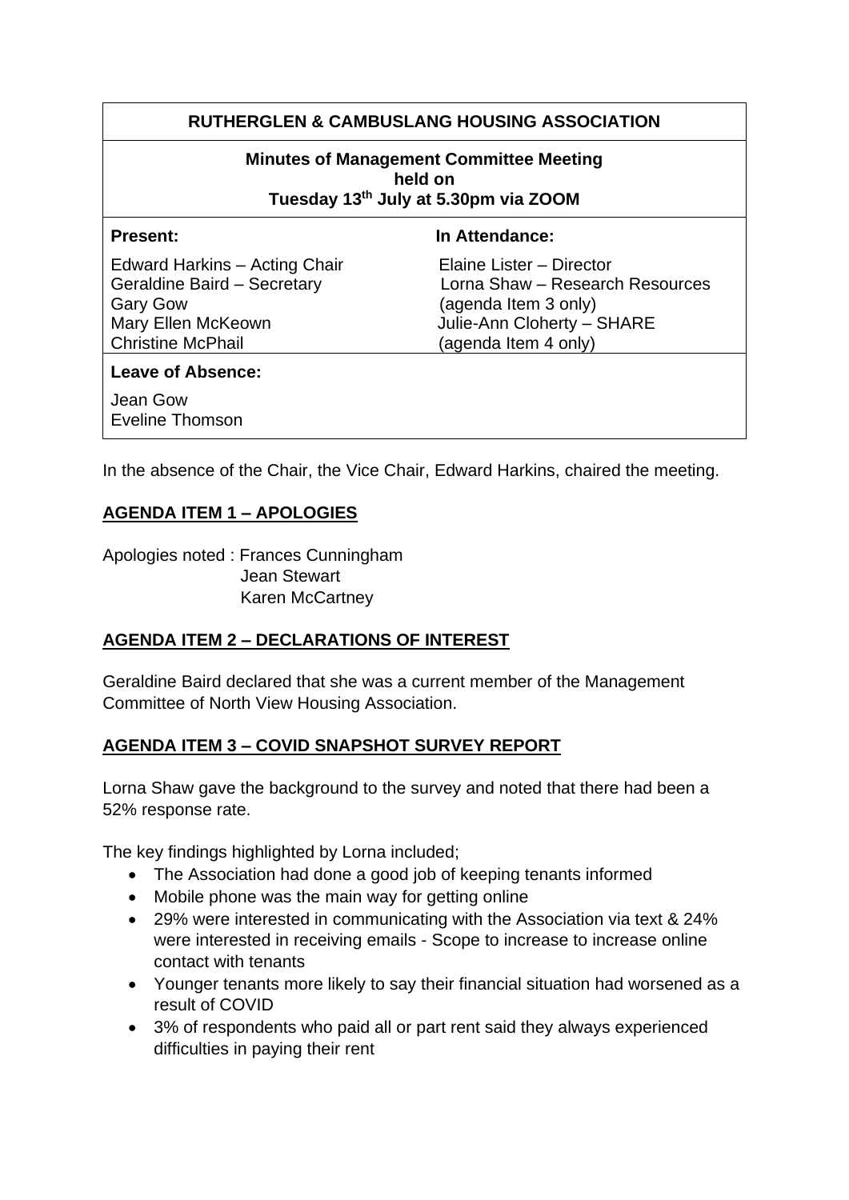| RUTHERGLEN & CAMBUSLANG HOUSING ASSOCIATION | |
|---|---|
| **Minutes of Management Committee Meeting held on Tuesday 13th July at 5.30pm via ZOOM** | |
| **Present:** | **In Attendance:** |
| Edward Harkins – Acting Chair<br>Geraldine Baird – Secretary<br>Gary Gow<br>Mary Ellen McKeown<br>Christine McPhail | Elaine Lister – Director<br>Lorna Shaw – Research Resources<br>(agenda Item 3 only)<br>Julie-Ann Cloherty – SHARE<br>(agenda Item 4 only) |
| **Leave of Absence:**<br>Jean Gow<br>Eveline Thomson | |

In the absence of the Chair, the Vice Chair, Edward Harkins, chaired the meeting.

## AGENDA ITEM 1 – APOLOGIES

Apologies noted : Frances Cunningham
Jean Stewart
Karen McCartney

## AGENDA ITEM 2 – DECLARATIONS OF INTEREST

Geraldine Baird declared that she was a current member of the Management Committee of North View Housing Association.

## AGENDA ITEM 3 – COVID SNAPSHOT SURVEY REPORT

Lorna Shaw gave the background to the survey and noted that there had been a 52% response rate.

The key findings highlighted by Lorna included;

- The Association had done a good job of keeping tenants informed
- Mobile phone was the main way for getting online
- 29% were interested in communicating with the Association via text & 24% were interested in receiving emails - Scope to increase to increase online contact with tenants
- Younger tenants more likely to say their financial situation had worsened as a result of COVID
- 3% of respondents who paid all or part rent said they always experienced difficulties in paying their rent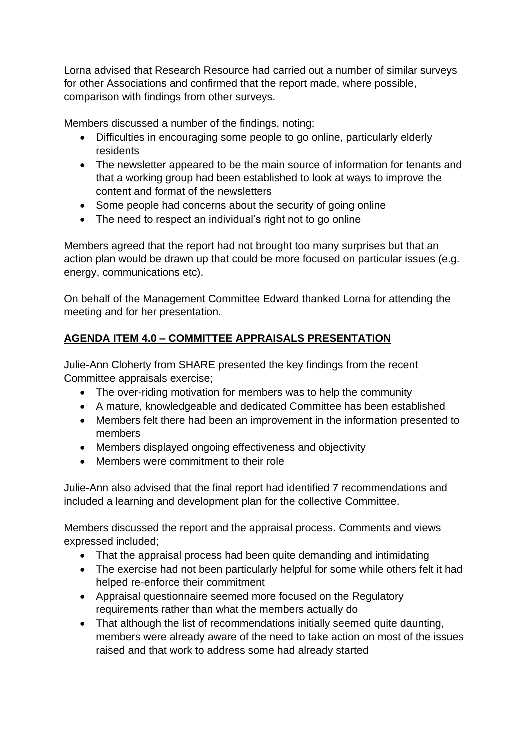Lorna advised that Research Resource had carried out a number of similar surveys for other Associations and confirmed that the report made, where possible, comparison with findings from other surveys.

Members discussed a number of the findings, noting;

- Difficulties in encouraging some people to go online, particularly elderly residents
- The newsletter appeared to be the main source of information for tenants and that a working group had been established to look at ways to improve the content and format of the newsletters
- Some people had concerns about the security of going online
- The need to respect an individual's right not to go online

Members agreed that the report had not brought too many surprises but that an action plan would be drawn up that could be more focused on particular issues (e.g. energy, communications etc).

On behalf of the Management Committee Edward thanked Lorna for attending the meeting and for her presentation.

## **AGENDA ITEM 4.0 – COMMITTEE APPRAISALS PRESENTATION**

Julie-Ann Cloherty from SHARE presented the key findings from the recent Committee appraisals exercise;

- The over-riding motivation for members was to help the community
- A mature, knowledgeable and dedicated Committee has been established
- Members felt there had been an improvement in the information presented to members
- Members displayed ongoing effectiveness and objectivity
- Members were commitment to their role

Julie-Ann also advised that the final report had identified 7 recommendations and included a learning and development plan for the collective Committee.

Members discussed the report and the appraisal process. Comments and views expressed included;

- That the appraisal process had been quite demanding and intimidating
- The exercise had not been particularly helpful for some while others felt it had helped re-enforce their commitment
- Appraisal questionnaire seemed more focused on the Regulatory requirements rather than what the members actually do
- That although the list of recommendations initially seemed quite daunting, members were already aware of the need to take action on most of the issues raised and that work to address some had already started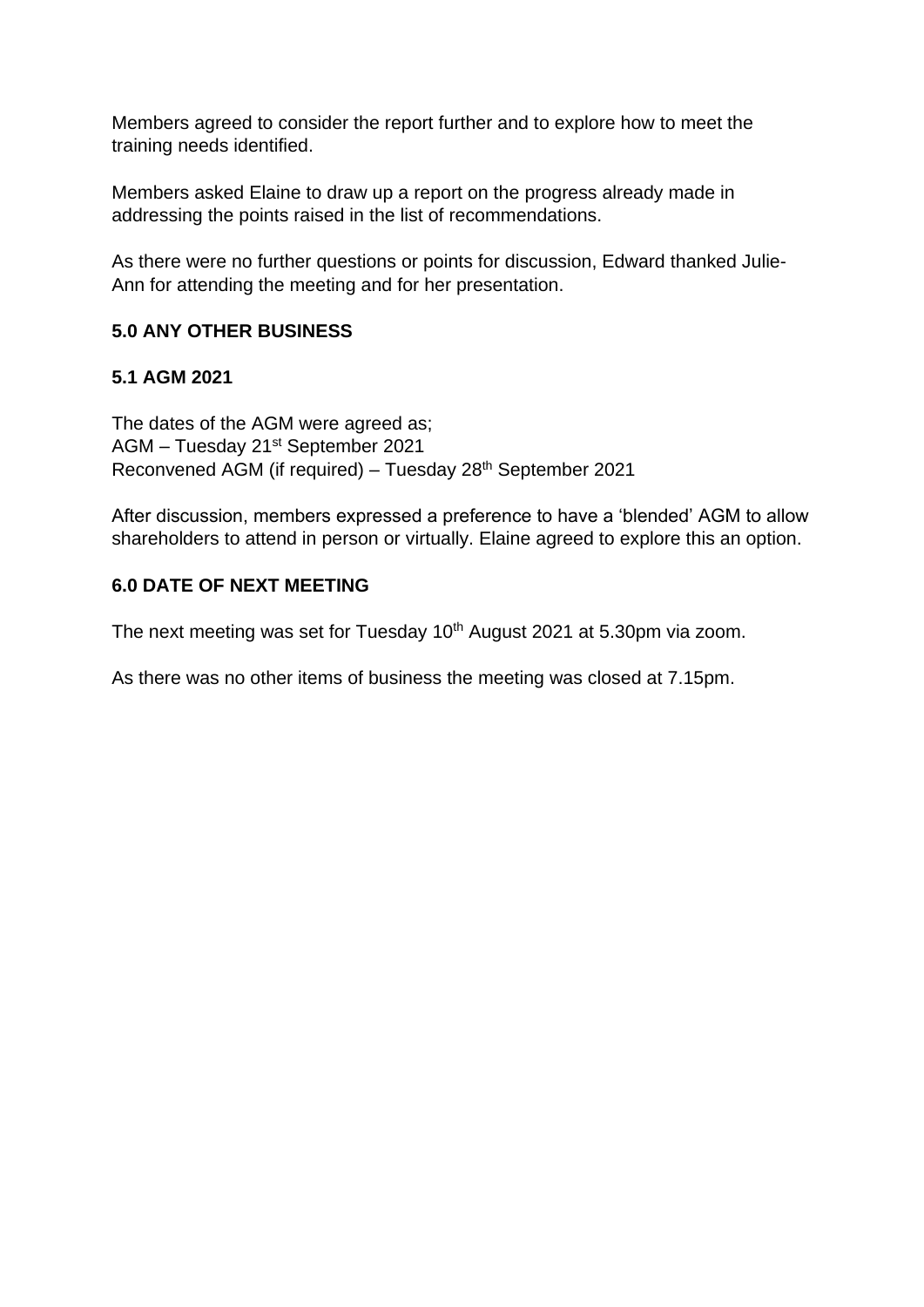Members agreed to consider the report further and to explore how to meet the training needs identified.

Members asked Elaine to draw up a report on the progress already made in addressing the points raised in the list of recommendations.

As there were no further questions or points for discussion, Edward thanked Julie-Ann for attending the meeting and for her presentation.

### 5.0 ANY OTHER BUSINESS

### 5.1 AGM 2021

The dates of the AGM were agreed as;
AGM – Tuesday 21st September 2021
Reconvened AGM (if required) – Tuesday 28th September 2021

After discussion, members expressed a preference to have a 'blended' AGM to allow shareholders to attend in person or virtually. Elaine agreed to explore this an option.

### 6.0 DATE OF NEXT MEETING

The next meeting was set for Tuesday 10th August 2021 at 5.30pm via zoom.

As there was no other items of business the meeting was closed at 7.15pm.